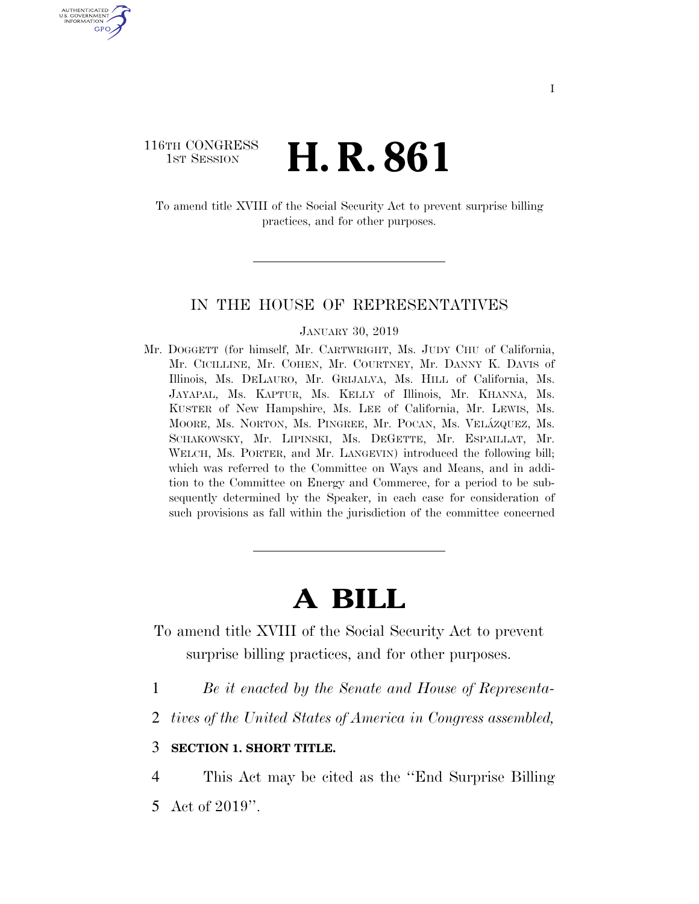116TH CONGRESS
1ST SESSION

# H. R. 861

To amend title XVIII of the Social Security Act to prevent surprise billing practices, and for other purposes.

IN THE HOUSE OF REPRESENTATIVES

JANUARY 30, 2019

Mr. DOGGETT (for himself, Mr. CARTWRIGHT, Ms. JUDY CHU of California, Mr. CICILLINE, Mr. COHEN, Mr. COURTNEY, Mr. DANNY K. DAVIS of Illinois, Ms. DELAURO, Mr. GRIJALVA, Ms. HILL of California, Ms. JAYAPAL, Ms. KAPTUR, Ms. KELLY of Illinois, Mr. KHANNA, Ms. KUSTER of New Hampshire, Ms. LEE of California, Mr. LEWIS, Ms. MOORE, Ms. NORTON, Ms. PINGREE, Mr. POCAN, Ms. VELÁZQUEZ, Ms. SCHAKOWSKY, Mr. LIPINSKI, Ms. DEGETTE, Mr. ESPAILLAT, Mr. WELCH, Ms. PORTER, and Mr. LANGEVIN) introduced the following bill; which was referred to the Committee on Ways and Means, and in addition to the Committee on Energy and Commerce, for a period to be subsequently determined by the Speaker, in each case for consideration of such provisions as fall within the jurisdiction of the committee concerned

# A BILL

To amend title XVIII of the Social Security Act to prevent surprise billing practices, and for other purposes.

1 *Be it enacted by the Senate and House of Representa-*
2 *tives of the United States of America in Congress assembled,*

3 **SECTION 1. SHORT TITLE.**

4 This Act may be cited as the "End Surprise Billing
5 Act of 2019".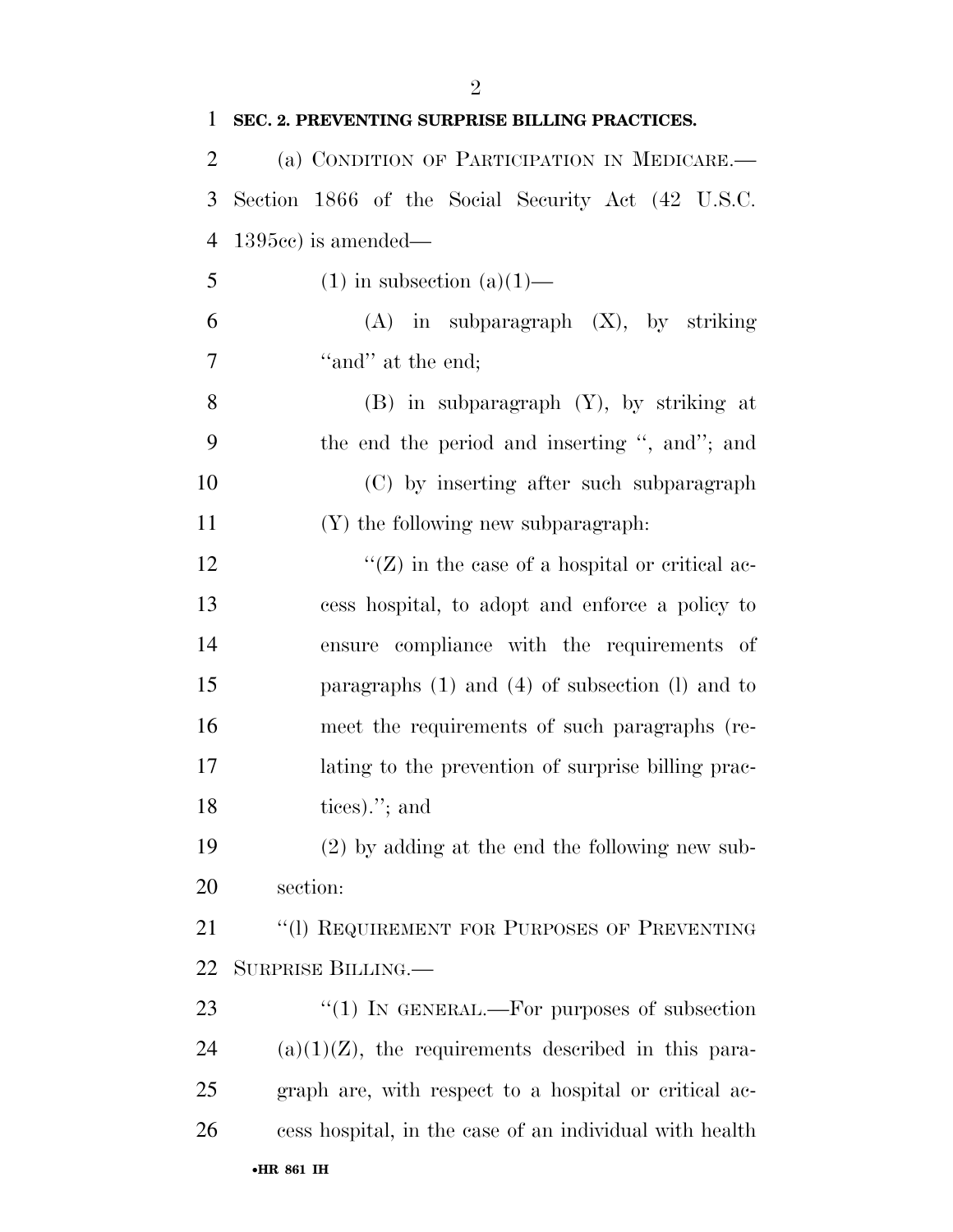**SEC. 2. PREVENTING SURPRISE BILLING PRACTICES.**

(a) CONDITION OF PARTICIPATION IN MEDICARE.—Section 1866 of the Social Security Act (42 U.S.C. 1395cc) is amended—

(1) in subsection (a)(1)—

(A) in subparagraph (X), by striking "and" at the end;

(B) in subparagraph (Y), by striking at the end the period and inserting ", and"; and

(C) by inserting after such subparagraph (Y) the following new subparagraph:

"(Z) in the case of a hospital or critical access hospital, to adopt and enforce a policy to ensure compliance with the requirements of paragraphs (1) and (4) of subsection (l) and to meet the requirements of such paragraphs (relating to the prevention of surprise billing practices)."; and

(2) by adding at the end the following new subsection:

"(l) REQUIREMENT FOR PURPOSES OF PREVENTING SURPRISE BILLING.—

"(1) IN GENERAL.—For purposes of subsection (a)(1)(Z), the requirements described in this paragraph are, with respect to a hospital or critical access hospital, in the case of an individual with health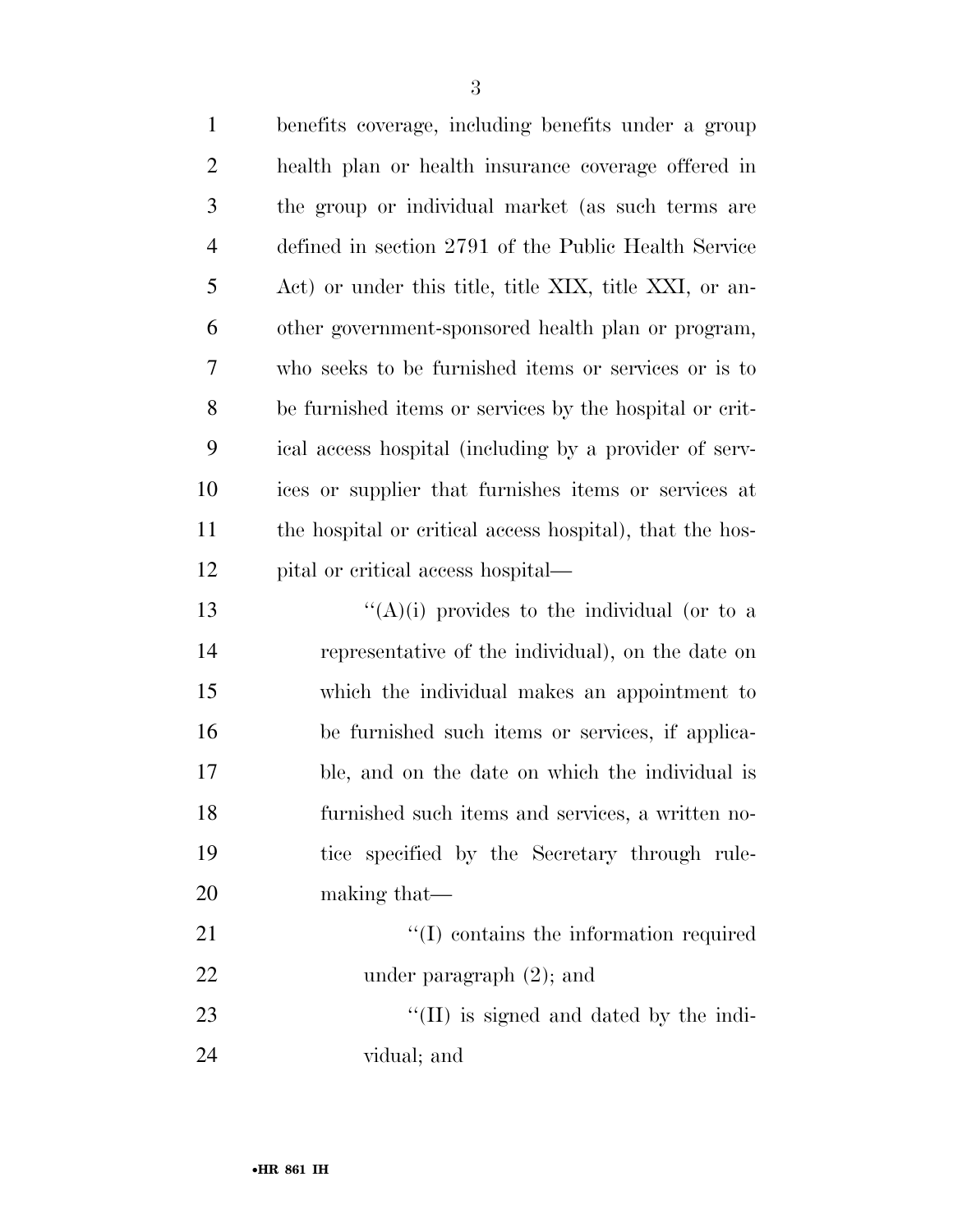benefits coverage, including benefits under a group health plan or health insurance coverage offered in the group or individual market (as such terms are defined in section 2791 of the Public Health Service Act) or under this title, title XIX, title XXI, or another government-sponsored health plan or program, who seeks to be furnished items or services or is to be furnished items or services by the hospital or critical access hospital (including by a provider of services or supplier that furnishes items or services at the hospital or critical access hospital), that the hospital or critical access hospital—

''(A)(i) provides to the individual (or to a representative of the individual), on the date on which the individual makes an appointment to be furnished such items or services, if applicable, and on the date on which the individual is furnished such items and services, a written notice specified by the Secretary through rulemaking that—

''(I) contains the information required under paragraph (2); and

''(II) is signed and dated by the individual; and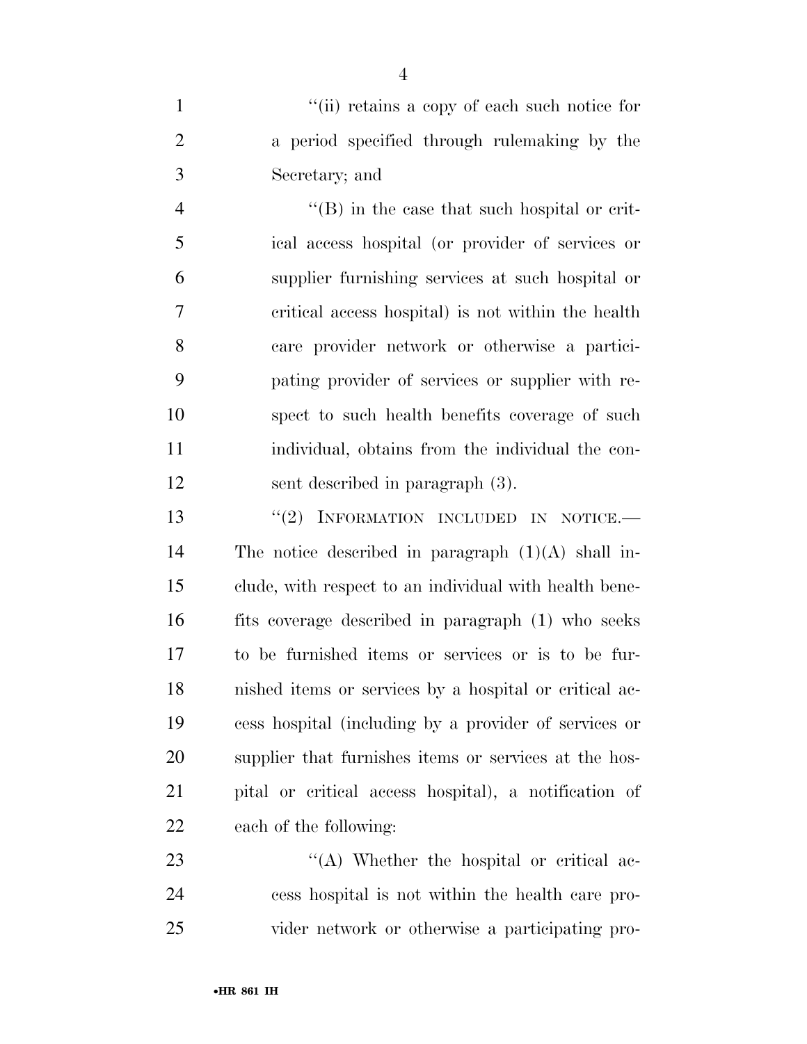"(ii) retains a copy of each such notice for a period specified through rulemaking by the Secretary; and

"(B) in the case that such hospital or critical access hospital (or provider of services or supplier furnishing services at such hospital or critical access hospital) is not within the health care provider network or otherwise a participating provider of services or supplier with respect to such health benefits coverage of such individual, obtains from the individual the consent described in paragraph (3).

"(2) INFORMATION INCLUDED IN NOTICE.— The notice described in paragraph (1)(A) shall include, with respect to an individual with health benefits coverage described in paragraph (1) who seeks to be furnished items or services or is to be furnished items or services by a hospital or critical access hospital (including by a provider of services or supplier that furnishes items or services at the hospital or critical access hospital), a notification of each of the following:

"(A) Whether the hospital or critical access hospital is not within the health care provider network or otherwise a participating pro-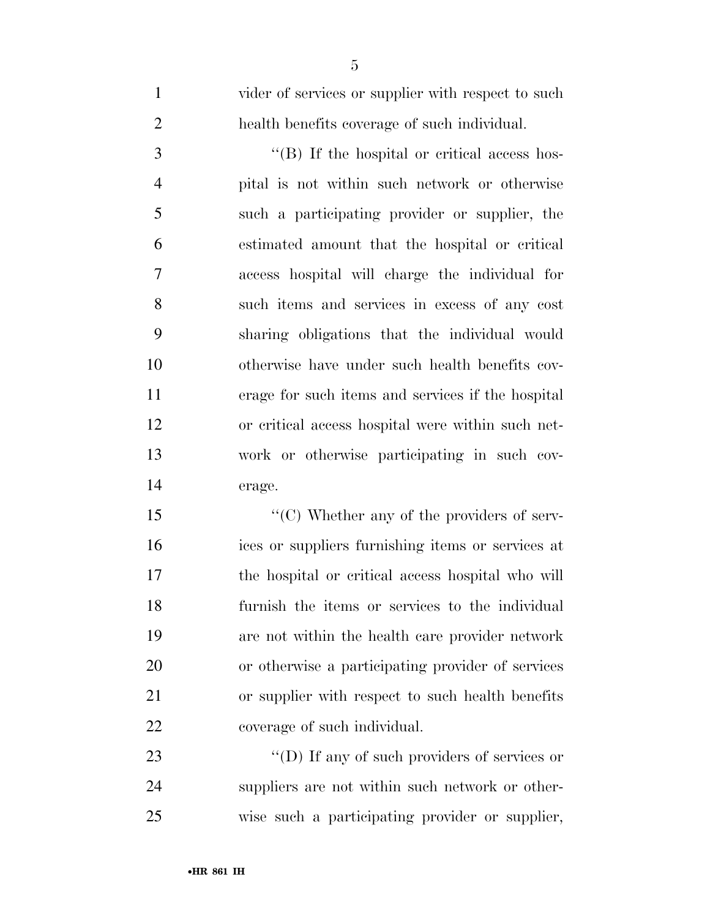vider of services or supplier with respect to such health benefits coverage of such individual.

''(B) If the hospital or critical access hospital is not within such network or otherwise such a participating provider or supplier, the estimated amount that the hospital or critical access hospital will charge the individual for such items and services in excess of any cost sharing obligations that the individual would otherwise have under such health benefits coverage for such items and services if the hospital or critical access hospital were within such network or otherwise participating in such coverage.

''(C) Whether any of the providers of services or suppliers furnishing items or services at the hospital or critical access hospital who will furnish the items or services to the individual are not within the health care provider network or otherwise a participating provider of services or supplier with respect to such health benefits coverage of such individual.

''(D) If any of such providers of services or suppliers are not within such network or otherwise such a participating provider or supplier,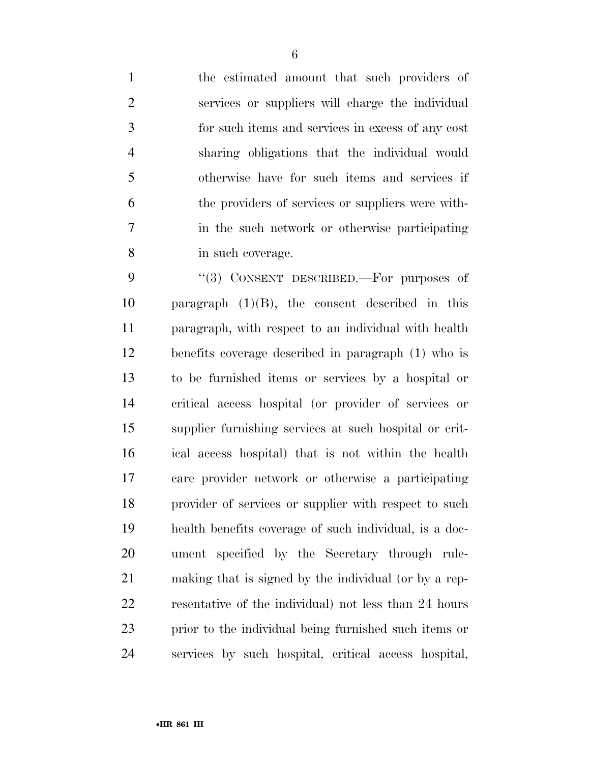the estimated amount that such providers of services or suppliers will charge the individual for such items and services in excess of any cost sharing obligations that the individual would otherwise have for such items and services if the providers of services or suppliers were within the such network or otherwise participating in such coverage.

"(3) CONSENT DESCRIBED.—For purposes of paragraph (1)(B), the consent described in this paragraph, with respect to an individual with health benefits coverage described in paragraph (1) who is to be furnished items or services by a hospital or critical access hospital (or provider of services or supplier furnishing services at such hospital or critical access hospital) that is not within the health care provider network or otherwise a participating provider of services or supplier with respect to such health benefits coverage of such individual, is a document specified by the Secretary through rulemaking that is signed by the individual (or by a representative of the individual) not less than 24 hours prior to the individual being furnished such items or services by such hospital, critical access hospital,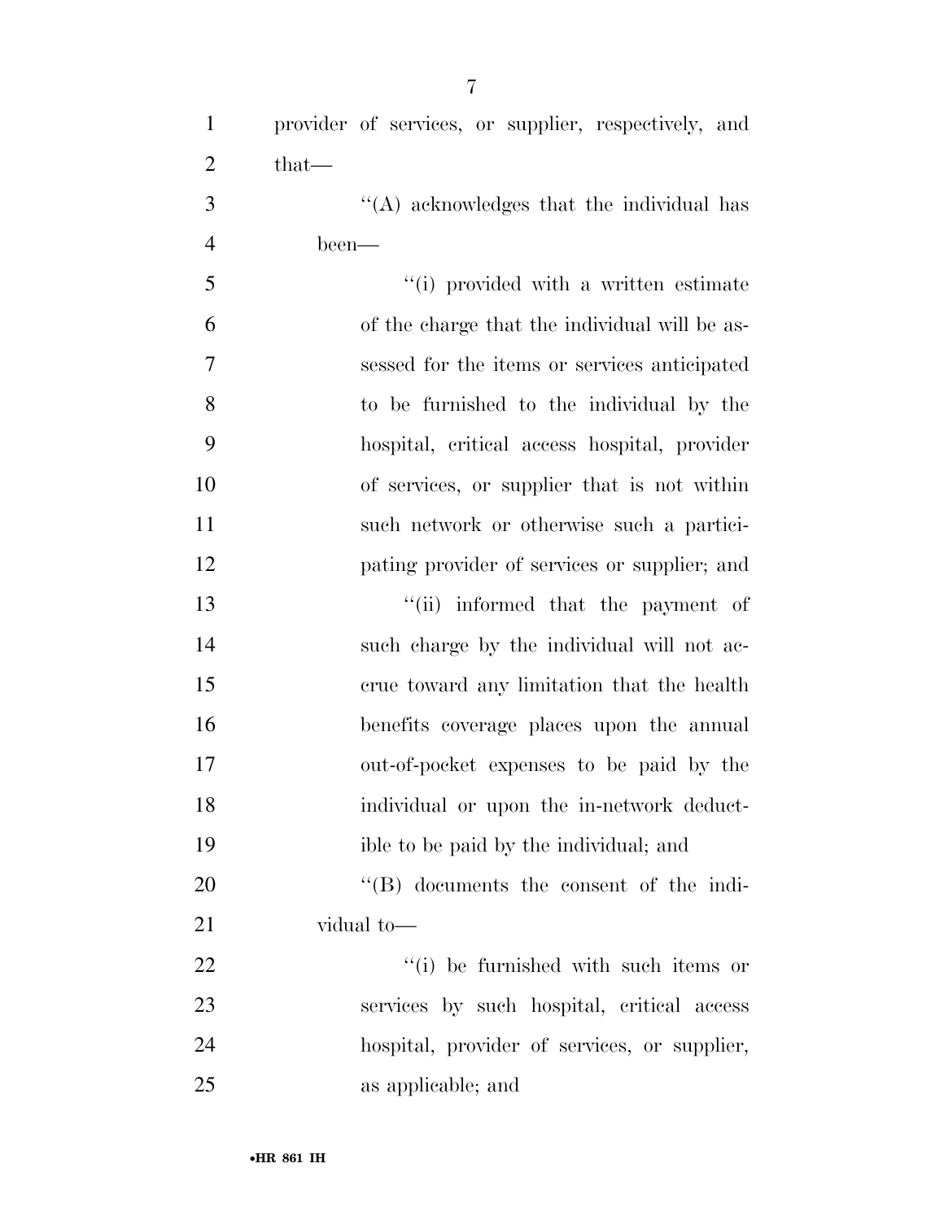provider of services, or supplier, respectively, and that—

''(A) acknowledges that the individual has been—

''(i) provided with a written estimate of the charge that the individual will be assessed for the items or services anticipated to be furnished to the individual by the hospital, critical access hospital, provider of services, or supplier that is not within such network or otherwise such a participating provider of services or supplier; and

''(ii) informed that the payment of such charge by the individual will not accrue toward any limitation that the health benefits coverage places upon the annual out-of-pocket expenses to be paid by the individual or upon the in-network deductible to be paid by the individual; and

''(B) documents the consent of the individual to—

''(i) be furnished with such items or services by such hospital, critical access hospital, provider of services, or supplier, as applicable; and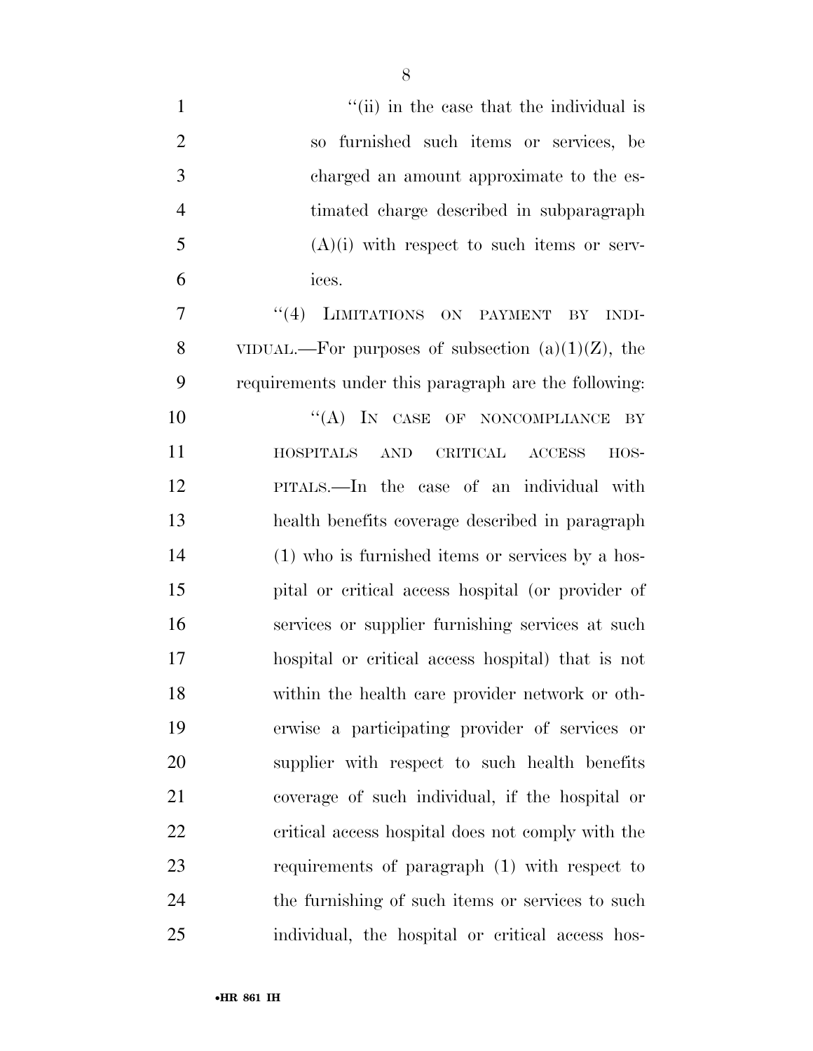"(ii) in the case that the individual is so furnished such items or services, be charged an amount approximate to the estimated charge described in subparagraph (A)(i) with respect to such items or services.

"(4) LIMITATIONS ON PAYMENT BY INDIVIDUAL.—For purposes of subsection (a)(1)(Z), the requirements under this paragraph are the following:

"(A) IN CASE OF NONCOMPLIANCE BY HOSPITALS AND CRITICAL ACCESS HOSPITALS.—In the case of an individual with health benefits coverage described in paragraph (1) who is furnished items or services by a hospital or critical access hospital (or provider of services or supplier furnishing services at such hospital or critical access hospital) that is not within the health care provider network or otherwise a participating provider of services or supplier with respect to such health benefits coverage of such individual, if the hospital or critical access hospital does not comply with the requirements of paragraph (1) with respect to the furnishing of such items or services to such individual, the hospital or critical access hos-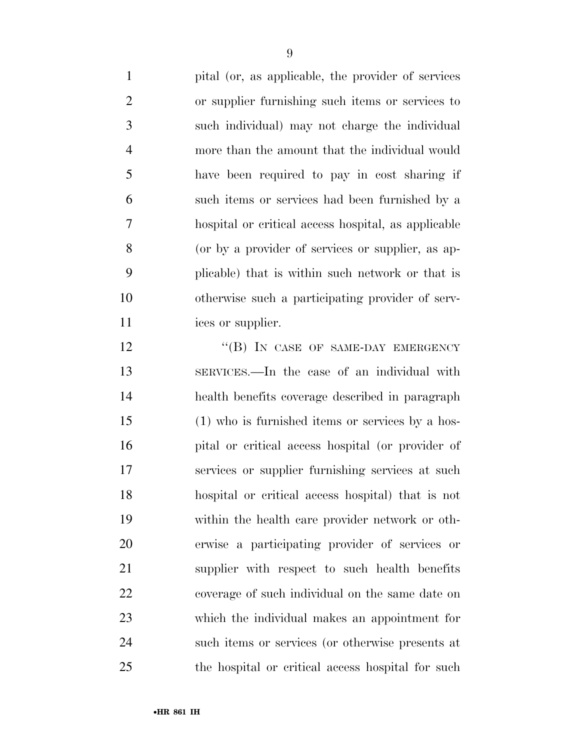pital (or, as applicable, the provider of services or supplier furnishing such items or services to such individual) may not charge the individual more than the amount that the individual would have been required to pay in cost sharing if such items or services had been furnished by a hospital or critical access hospital, as applicable (or by a provider of services or supplier, as applicable) that is within such network or that is otherwise such a participating provider of services or supplier.

"(B) IN CASE OF SAME-DAY EMERGENCY SERVICES.—In the case of an individual with health benefits coverage described in paragraph (1) who is furnished items or services by a hospital or critical access hospital (or provider of services or supplier furnishing services at such hospital or critical access hospital) that is not within the health care provider network or otherwise a participating provider of services or supplier with respect to such health benefits coverage of such individual on the same date on which the individual makes an appointment for such items or services (or otherwise presents at the hospital or critical access hospital for such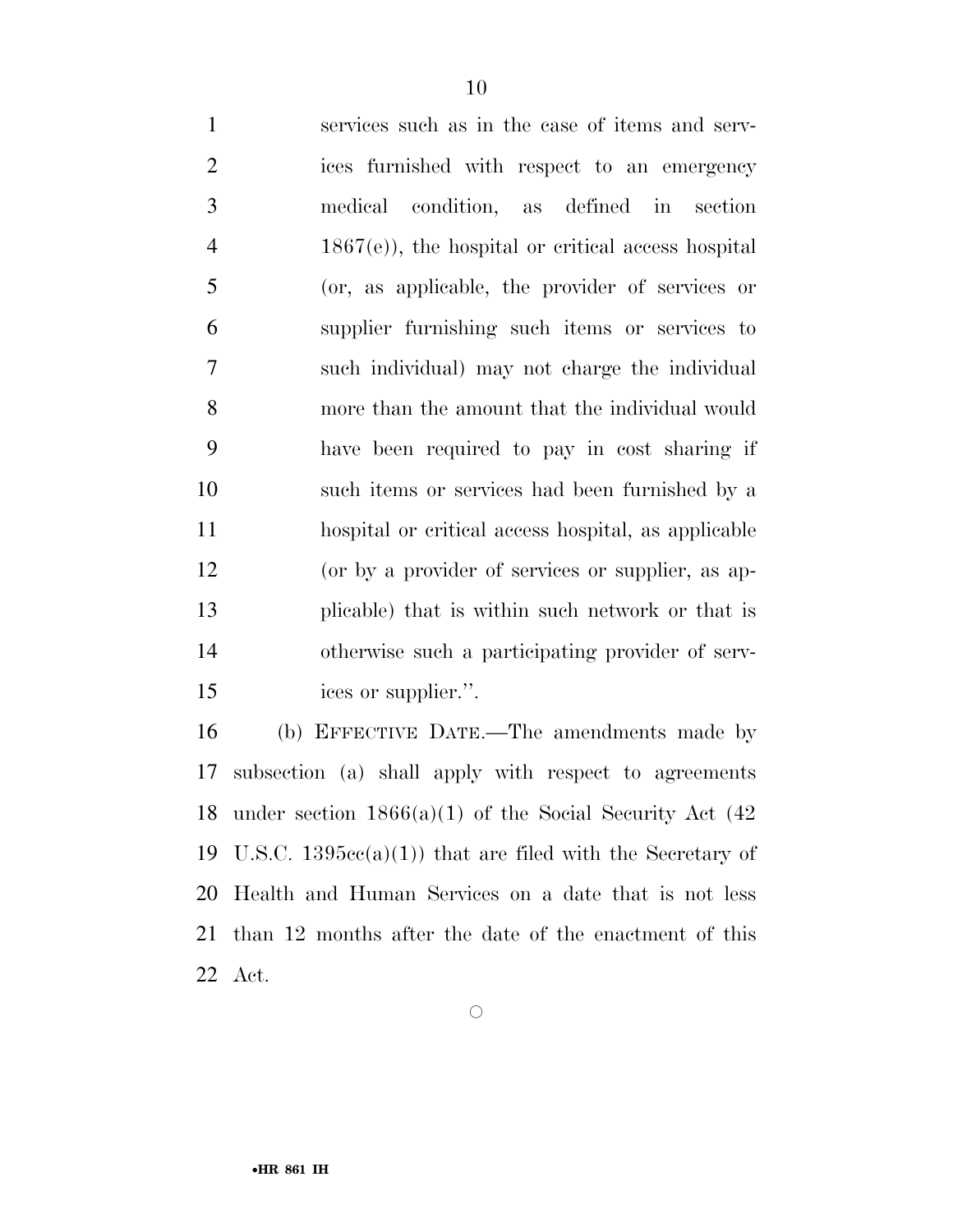services such as in the case of items and services furnished with respect to an emergency medical condition, as defined in section 1867(e)), the hospital or critical access hospital (or, as applicable, the provider of services or supplier furnishing such items or services to such individual) may not charge the individual more than the amount that the individual would have been required to pay in cost sharing if such items or services had been furnished by a hospital or critical access hospital, as applicable (or by a provider of services or supplier, as applicable) that is within such network or that is otherwise such a participating provider of services or supplier.''.

(b) EFFECTIVE DATE.—The amendments made by subsection (a) shall apply with respect to agreements under section 1866(a)(1) of the Social Security Act (42 U.S.C. 1395cc(a)(1)) that are filed with the Secretary of Health and Human Services on a date that is not less than 12 months after the date of the enactment of this Act.